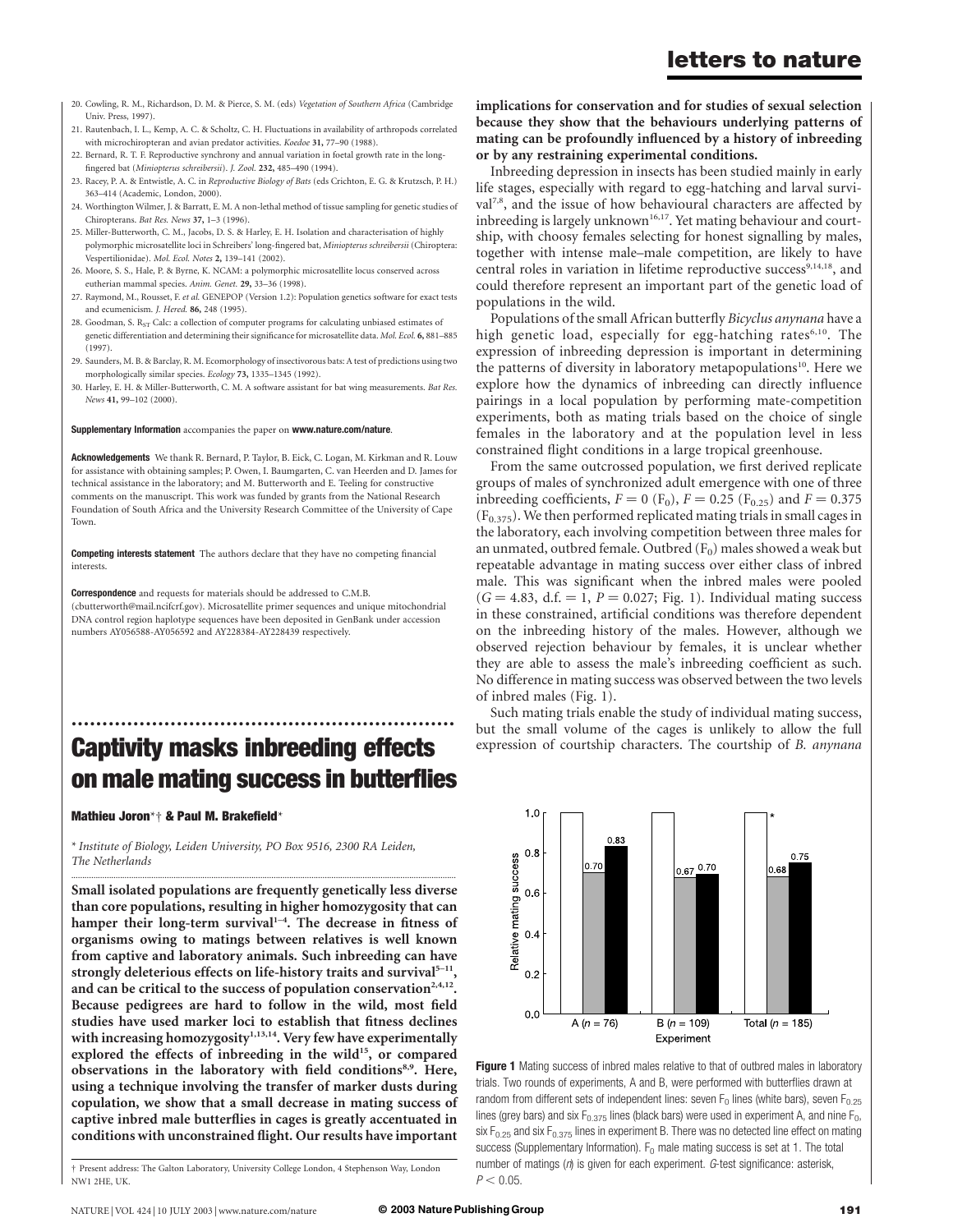20. Cowling, R. M., Richardson, D. M. & Pierce, S. M. (eds) *Vegetation of Southern Africa* (Cambridge Univ. Press, 1997).
21. Rautenbach, I. L., Kemp, A. C. & Scholtz, C. H. Fluctuations in availability of arthropods correlated with microchiropteran and avian predator activities. *Koedoe* **31,** 77–90 (1988).
22. Bernard, R. T. F. Reproductive synchrony and annual variation in foetal growth rate in the long-fingered bat (*Miniopterus schreibersii*). *J. Zool.* **232,** 485–490 (1994).
23. Racey, P. A. & Entwistle, A. C. in *Reproductive Biology of Bats* (eds Crichton, E. G. & Krutzsch, P. H.) 363–414 (Academic, London, 2000).
24. Worthington Wilmer, J. & Barratt, E. M. A non-lethal method of tissue sampling for genetic studies of Chiropterans. *Bat Res. News* **37,** 1–3 (1996).
25. Miller-Butterworth, C. M., Jacobs, D. S. & Harley, E. H. Isolation and characterisation of highly polymorphic microsatellite loci in Schreibers' long-fingered bat, *Miniopterus schreibersii* (Chiroptera: Vespertilionidae). *Mol. Ecol. Notes* **2,** 139–141 (2002).
26. Moore, S. S., Hale, P. & Byrne, K. NCAM: a polymorphic microsatellite locus conserved across eutherian mammal species. *Anim. Genet.* **29,** 33–36 (1998).
27. Raymond, M., Rousset, F. *et al.* GENEPOP (Version 1.2): Population genetics software for exact tests and ecumenicism. *J. Hered.* **86,** 248 (1995).
28. Goodman, S. $R_{ST}$ Calc: a collection of computer programs for calculating unbiased estimates of genetic differentiation and determining their significance for microsatellite data. *Mol. Ecol.* **6,** 881–885 (1997).
29. Saunders, M. B. & Barclay, R. M. Ecomorphology of insectivorous bats: A test of predictions using two morphologically similar species. *Ecology* **73,** 1335–1345 (1992).
30. Harley, E. H. & Miller-Butterworth, C. M. A software assistant for bat wing measurements. *Bat Res. News* **41,** 99–102 (2000).

**Supplementary Information** accompanies the paper on **www.nature.com/nature**.

**Acknowledgements** We thank R. Bernard, P. Taylor, B. Eick, C. Logan, M. Kirkman and R. Louw for assistance with obtaining samples; P. Owen, I. Baumgarten, C. van Heerden and D. James for technical assistance in the laboratory; and M. Butterworth and E. Teeling for constructive comments on the manuscript. This work was funded by grants from the National Research Foundation of South Africa and the University Research Committee of the University of Cape Town.

**Competing interests statement** The authors declare that they have no competing financial interests.

**Correspondence** and requests for materials should be addressed to C.M.B. (cbutterworth@mail.ncifcrf.gov). Microsatellite primer sequences and unique mitochondrial DNA control region haplotype sequences have been deposited in GenBank under accession numbers AY056588-AY056592 and AY228384-AY228439 respectively.

# Captivity masks inbreeding effects on male mating success in butterflies

**Mathieu Joron**\*† **& Paul M. Brakefield**\*

\* *Institute of Biology, Leiden University, PO Box 9516, 2300 RA Leiden, The Netherlands*

**Small isolated populations are frequently genetically less diverse than core populations, resulting in higher homozygosity that can hamper their long-term survival[1–4]. The decrease in fitness of organisms owing to matings between relatives is well known from captive and laboratory animals. Such inbreeding can have strongly deleterious effects on life-history traits and survival[5–11], and can be critical to the success of population conservation[2,4,12]. Because pedigrees are hard to follow in the wild, most field studies have used marker loci to establish that fitness declines with increasing homozygosity[1,13,14]. Very few have experimentally explored the effects of inbreeding in the wild[15], or compared observations in the laboratory with field conditions[8,9]. Here, using a technique involving the transfer of marker dusts during copulation, we show that a small decrease in mating success of captive inbred male butterflies in cages is greatly accentuated in conditions with unconstrained flight. Our results have important implications for conservation and for studies of sexual selection because they show that the behaviours underlying patterns of mating can be profoundly influenced by a history of inbreeding or by any restraining experimental conditions.**

† Present address: The Galton Laboratory, University College London, 4 Stephenson Way, London NW1 2HE, UK.

Inbreeding depression in insects has been studied mainly in early life stages, especially with regard to egg-hatching and larval survival[7,8], and the issue of how behavioural characters are affected by inbreeding is largely unknown[16,17]. Yet mating behaviour and courtship, with choosy females selecting for honest signalling by males, together with intense male–male competition, are likely to have central roles in variation in lifetime reproductive success[9,14,18], and could therefore represent an important part of the genetic load of populations in the wild.

Populations of the small African butterfly *Bicyclus anynana* have a high genetic load, especially for egg-hatching rates[6,10]. The expression of inbreeding depression is important in determining the patterns of diversity in laboratory metapopulations[10]. Here we explore how the dynamics of inbreeding can directly influence pairings in a local population by performing mate-competition experiments, both as mating trials based on the choice of single females in the laboratory and at the population level in less constrained flight conditions in a large tropical greenhouse.

From the same outcrossed population, we first derived replicate groups of males of synchronized adult emergence with one of three inbreeding coefficients, $F = 0$ ($F_0$), $F = 0.25$ ($F_{0.25}$) and $F = 0.375$ ($F_{0.375}$). We then performed replicated mating trials in small cages in the laboratory, each involving competition between three males for an unmated, outbred female. Outbred ($F_0$) males showed a weak but repeatable advantage in mating success over either class of inbred male. This was significant when the inbred males were pooled ($G = 4.83$, d.f. $= 1$, $P = 0.027$; Fig. 1). Individual mating success in these constrained, artificial conditions was therefore dependent on the inbreeding history of the males. However, although we observed rejection behaviour by females, it is unclear whether they are able to assess the male's inbreeding coefficient as such. No difference in mating success was observed between the two levels of inbred males (Fig. 1).

Such mating trials enable the study of individual mating success, but the small volume of the cages is unlikely to allow the full expression of courtship characters. The courtship of *B. anynana*

**Figure 1** Mating success of inbred males relative to that of outbred males in laboratory trials. Two rounds of experiments, A and B, were performed with butterflies drawn at random from different sets of independent lines: seven $F_0$ lines (white bars), seven $F_{0.25}$ lines (grey bars) and six $F_{0.375}$ lines (black bars) were used in experiment A, and nine $F_0$, six $F_{0.25}$ and six $F_{0.375}$ lines in experiment B. There was no detected line effect on mating success (Supplementary Information). $F_0$ male mating success is set at 1. The total number of matings ($n$) is given for each experiment. $G$-test significance: asterisk, $P < 0.05$.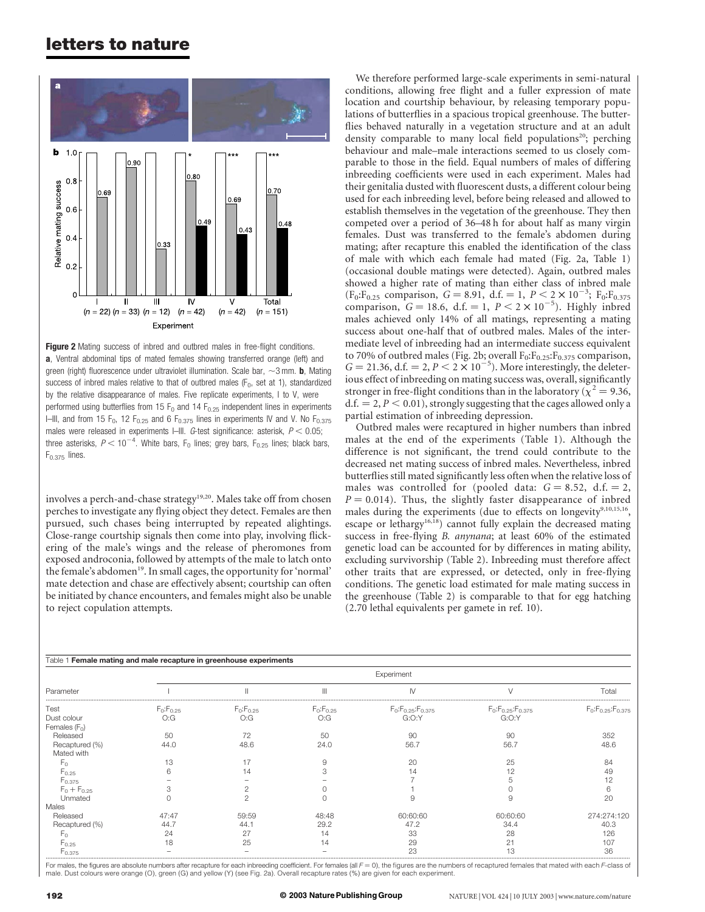Figure 2 Mating success of inbred and outbred males in free-flight conditions. **a**, Ventral abdominal tips of mated females showing transferred orange (left) and green (right) fluorescence under ultraviolet illumination. Scale bar, ~3 mm. **b**, Mating success of inbred males relative to that of outbred males ($F_0$, set at 1), standardized by the relative disappearance of males. Five replicate experiments, I to V, were performed using butterflies from 15 $F_0$ and 14 $F_{0.25}$ independent lines in experiments I–III, and from 15 $F_0$, 12 $F_{0.25}$ and 6 $F_{0.375}$ lines in experiments IV and V. No $F_{0.375}$ males were released in experiments I–III. *G*-test significance: asterisk, $P < 0.05$; three asterisks, $P < 10^{-4}$. White bars, $F_0$ lines; grey bars, $F_{0.25}$ lines; black bars, $F_{0.375}$ lines.

involves a perch-and-chase strategy[19,20]. Males take off from chosen perches to investigate any flying object they detect. Females are then pursued, such chases being interrupted by repeated alightings. Close-range courtship signals then come into play, involving flickering of the male's wings and the release of pheromones from exposed androconia, followed by attempts of the male to latch onto the female's abdomen[19]. In small cages, the opportunity for 'normal' mate detection and chase are effectively absent; courtship can often be initiated by chance encounters, and females might also be unable to reject copulation attempts.

We therefore performed large-scale experiments in semi-natural conditions, allowing free flight and a fuller expression of mate location and courtship behaviour, by releasing temporary populations of butterflies in a spacious tropical greenhouse. The butterflies behaved naturally in a vegetation structure and at an adult density comparable to many local field populations[20]; perching behaviour and male–male interactions seemed to us closely comparable to those in the field. Equal numbers of males of differing inbreeding coefficients were used in each experiment. Males had their genitalia dusted with fluorescent dusts, a different colour being used for each inbreeding level, before being released and allowed to establish themselves in the vegetation of the greenhouse. They then competed over a period of 36–48 h for about half as many virgin females. Dust was transferred to the female's abdomen during mating; after recapture this enabled the identification of the class of male with which each female had mated (Fig. 2a, Table 1) (occasional double matings were detected). Again, outbred males showed a higher rate of mating than either class of inbred male ($F_0$:$F_{0.25}$ comparison, $G = 8.91$, d.f. $= 1$, $P < 2 \times 10^{-3}$; $F_0$:$F_{0.375}$ comparison, $G = 18.6$, d.f. $= 1$, $P < 2 \times 10^{-5}$). Highly inbred males achieved only 14% of all matings, representing a mating success about one-half that of outbred males. Males of the intermediate level of inbreeding had an intermediate success equivalent to 70% of outbred males (Fig. 2b; overall $F_0$:$F_{0.25}$:$F_{0.375}$ comparison, $G = 21.36$, d.f. $= 2$, $P < 2 \times 10^{-5}$). More interestingly, the deleterious effect of inbreeding on mating success was, overall, significantly stronger in free-flight conditions than in the laboratory ($\chi^2 = 9.36$, d.f. $= 2$, $P < 0.01$), strongly suggesting that the cages allowed only a partial estimation of inbreeding depression.

Outbred males were recaptured in higher numbers than inbred males at the end of the experiments (Table 1). Although the difference is not significant, the trend could contribute to the decreased net mating success of inbred males. Nevertheless, inbred butterflies still mated significantly less often when the relative loss of males was controlled for (pooled data: $G = 8.52$, d.f. $= 2$, $P = 0.014$). Thus, the slightly faster disappearance of inbred males during the experiments (due to effects on longevity[9,10,15,16], escape or lethargy[16,18]) cannot fully explain the decreased mating success in free-flying *B. anynana*; at least 60% of the estimated genetic load can be accounted for by differences in mating ability, excluding survivorship (Table 2). Inbreeding must therefore affect other traits that are expressed, or detected, only in free-flying conditions. The genetic load estimated for male mating success in the greenhouse (Table 2) is comparable to that for egg hatching (2.70 lethal equivalents per gamete in ref. 10).

Table 1 **Female mating and male recapture in greenhouse experiments**

| Parameter | Experiment | | | | | |
|---|---|---|---|---|---|---|
| | I | II | III | IV | V | Total |
| Test | $F_0$:$F_{0.25}$ | $F_0$:$F_{0.25}$ | $F_0$:$F_{0.25}$ | $F_0$:$F_{0.25}$:$F_{0.375}$ | $F_0$:$F_{0.25}$:$F_{0.375}$ | $F_0$:$F_{0.25}$:$F_{0.375}$ |
| Dust colour | O:G | O:G | O:G | G:O:Y | G:O:Y | |
| Females ($F_0$) | | | | | | |
| Released | 50 | 72 | 50 | 90 | 90 | 352 |
| Recaptured (%) | 44.0 | 48.6 | 24.0 | 56.7 | 56.7 | 48.6 |
| Mated with | | | | | | |
| $F_0$ | 13 | 17 | 9 | 20 | 25 | 84 |
| $F_{0.25}$ | 6 | 14 | 3 | 14 | 12 | 49 |
| $F_{0.375}$ | – | – | – | 7 | 5 | 12 |
| $F_0 + F_{0.25}$ | 3 | 2 | 0 | 1 | 0 | 6 |
| Unmated | 0 | 2 | 0 | 9 | 9 | 20 |
| Males | | | | | | |
| Released | 47:47 | 59:59 | 48:48 | 60:60:60 | 60:60:60 | 274:274:120 |
| Recaptured (%) | 44.7 | 44.1 | 29.2 | 47.2 | 34.4 | 40.3 |
| $F_0$ | 24 | 27 | 14 | 33 | 28 | 126 |
| $F_{0.25}$ | 18 | 25 | 14 | 29 | 21 | 107 |
| $F_{0.375}$ | – | – | – | 23 | 13 | 36 |

For males, the figures are absolute numbers after recapture for each inbreeding coefficient. For females (all $F = 0$), the figures are the numbers of recaptured females that mated with each *F*-class of male. Dust colours were orange (O), green (G) and yellow (Y) (see Fig. 2a). Overall recapture rates (%) are given for each experiment.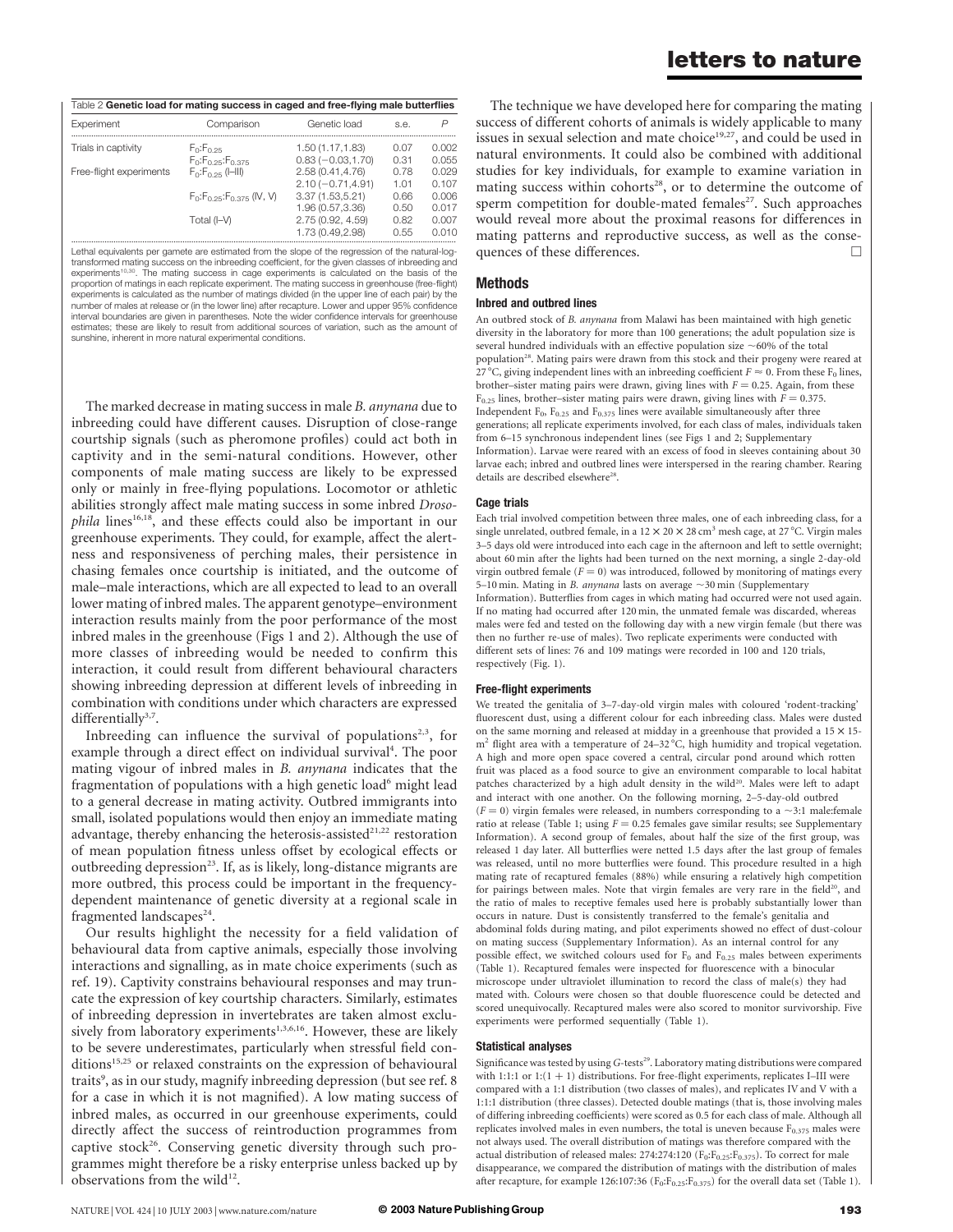Table 2 **Genetic load for mating success in caged and free-flying male butterflies**

| Experiment | Comparison | Genetic load | s.e. | P |
|---|---|---|---|---|
| Trials in captivity | $F_0$:$F_{0.25}$ | 1.50 (1.17,1.83) | 0.07 | 0.002 |
| | $F_0$:$F_{0.25}$:$F_{0.375}$ | 0.83 (−0.03,1.70) | 0.31 | 0.055 |
| Free-flight experiments | $F_0$:$F_{0.25}$ (I–III) | 2.58 (0.41,4.76) | 0.78 | 0.029 |
| | | 2.10 (−0.71,4.91) | 1.01 | 0.107 |
| | $F_0$:$F_{0.25}$:$F_{0.375}$ (IV, V) | 3.37 (1.53,5.21) | 0.66 | 0.006 |
| | | 1.96 (0.57,3.36) | 0.50 | 0.017 |
| | Total (I–V) | 2.75 (0.92, 4.59) | 0.82 | 0.007 |
| | | 1.73 (0.49,2.98) | 0.55 | 0.010 |

Lethal equivalents per gamete are estimated from the slope of the regression of the natural-log-transformed mating success on the inbreeding coefficient, for the given classes of inbreeding and experiments[15,30]. The mating success in cage experiments is calculated on the basis of the proportion of matings in each replicate experiment. The mating success in greenhouse (free-flight) experiments is calculated as the number of matings divided (in the upper line of each pair) by the number of males at release or (in the lower line) after recapture. Lower and upper 95% confidence interval boundaries are given in parentheses. Note the wider confidence intervals for greenhouse estimates; these are likely to result from additional sources of variation, such as the amount of sunshine, inherent in more natural experimental conditions.

The marked decrease in mating success in male *B. anynana* due to inbreeding could have different causes. Disruption of close-range courtship signals (such as pheromone profiles) could act both in captivity and in the semi-natural conditions. However, other components of male mating success are likely to be expressed only or mainly in free-flying populations. Locomotor or athletic abilities strongly affect male mating success in some inbred *Drosophila* lines[16,18], and these effects could also be important in our greenhouse experiments. They could, for example, affect the alertness and responsiveness of perching males, their persistence in chasing females once courtship is initiated, and the outcome of male–male interactions, which are all expected to lead to an overall lower mating of inbred males. The apparent genotype–environment interaction results mainly from the poor performance of the most inbred males in the greenhouse (Figs 1 and 2). Although the use of more classes of inbreeding would be needed to confirm this interaction, it could result from different behavioural characters showing inbreeding depression at different levels of inbreeding in combination with conditions under which characters are expressed differentially[3,7].

Inbreeding can influence the survival of populations[2,3], for example through a direct effect on individual survival[4]. The poor mating vigour of inbred males in *B. anynana* indicates that the fragmentation of populations with a high genetic load[6] might lead to a general decrease in mating activity. Outbred immigrants into small, isolated populations would then enjoy an immediate mating advantage, thereby enhancing the heterosis-assisted[21,22] restoration of mean population fitness unless offset by ecological effects or outbreeding depression[23]. If, as is likely, long-distance migrants are more outbred, this process could be important in the frequency-dependent maintenance of genetic diversity at a regional scale in fragmented landscapes[24].

Our results highlight the necessity for a field validation of behavioural data from captive animals, especially those involving interactions and signalling, as in mate choice experiments (such as ref. 19). Captivity constrains behavioural responses and may truncate the expression of key courtship characters. Similarly, estimates of inbreeding depression in invertebrates are taken almost exclusively from laboratory experiments[1,3,6,16]. However, these are likely to be severe underestimates, particularly when stressful field conditions[15,25] or relaxed constraints on the expression of behavioural traits[9], as in our study, magnify inbreeding depression (but see ref. 8 for a case in which it is not magnified). A low mating success of inbred males, as occurred in our greenhouse experiments, could directly affect the success of reintroduction programmes from captive stock[26]. Conserving genetic diversity through such programmes might therefore be a risky enterprise unless backed up by observations from the wild[12].

The technique we have developed here for comparing the mating success of different cohorts of animals is widely applicable to many issues in sexual selection and mate choice[19,27], and could be used in natural environments. It could also be combined with additional studies for key individuals, for example to examine variation in mating success within cohorts[28], or to determine the outcome of sperm competition for double-mated females[27]. Such approaches would reveal more about the proximal reasons for differences in mating patterns and reproductive success, as well as the consequences of these differences. □

## Methods

### Inbred and outbred lines

An outbred stock of *B. anynana* from Malawi has been maintained with high genetic diversity in the laboratory for more than 100 generations; the adult population size is several hundred individuals with an effective population size ~60% of the total population[28]. Mating pairs were drawn from this stock and their progeny were reared at 27 °C, giving independent lines with an inbreeding coefficient $F \approx 0$. From these $F_0$ lines, brother–sister mating pairs were drawn, giving lines with $F = 0.25$. Again, from these $F_{0.25}$ lines, brother–sister mating pairs were drawn, giving lines with $F = 0.375$. Independent $F_0$, $F_{0.25}$ and $F_{0.375}$ lines were available simultaneously after three generations; all replicate experiments involved, for each class of males, individuals taken from 6–15 synchronous independent lines (see Figs 1 and 2; Supplementary Information). Larvae were reared with an excess of food in sleeves containing about 30 larvae each; inbred and outbred lines were interspersed in the rearing chamber. Rearing details are described elsewhere[28].

### Cage trials

Each trial involved competition between three males, one of each inbreeding class, for a single unrelated, outbred female, in a 12 × 20 × 28 cm$^3$ mesh cage, at 27 °C. Virgin males 3–5 days old were introduced into each cage in the afternoon and left to settle overnight; about 60 min after the lights had been turned on the next morning, a single 2-day-old virgin outbred female ($F = 0$) was introduced, followed by monitoring of matings every 5–10 min. Mating in *B. anynana* lasts on average ~30 min (Supplementary Information). Butterflies from cages in which mating had occurred were not used again. If no mating had occurred after 120 min, the unmated female was discarded, whereas males were fed and tested on the following day with a new virgin female (but there was then no further re-use of males). Two replicate experiments were conducted with different sets of lines: 76 and 109 matings were recorded in 100 and 120 trials, respectively (Fig. 1).

### Free-flight experiments

We treated the genitalia of 3–7-day-old virgin males with coloured 'rodent-tracking' fluorescent dust, using a different colour for each inbreeding class. Males were dusted on the same morning and released at midday in a greenhouse that provided a 15 × 15-m$^2$ flight area with a temperature of 24–32 °C, high humidity and tropical vegetation. A high and more open space covered a central, circular pond around which rotten fruit was placed as a food source to give an environment comparable to local habitat patches characterized by a high adult density in the wild[20]. Males were left to adapt and interact with one another. On the following morning, 2–5-day-old outbred ($F = 0$) virgin females were released, in numbers corresponding to a ~3:1 male:female ratio at release (Table 1; using $F = 0.25$ females gave similar results; see Supplementary Information). A second group of females, about half the size of the first group, was released 1 day later. All butterflies were netted 1.5 days after the last group of females was released, until no more butterflies were found. This procedure resulted in a high mating rate of recaptured females (88%) while ensuring a relatively high competition for pairings between males. Note that virgin females are very rare in the field[20], and the ratio of males to receptive females used here is probably substantially lower than occurs in nature. Dust is consistently transferred to the female's genitalia and abdominal folds during mating, and pilot experiments showed no effect of dust-colour on mating success (Supplementary Information). As an internal control for any possible effect, we switched colours used for $F_0$ and $F_{0.25}$ males between experiments (Table 1). Recaptured females were inspected for fluorescence with a binocular microscope under ultraviolet illumination to record the class of male(s) they had mated with. Colours were chosen so that double fluorescence could be detected and scored unequivocally. Recaptured males were also scored to monitor survivorship. Five experiments were performed sequentially (Table 1).

### Statistical analyses

Significance was tested by using $G$-tests[29]. Laboratory mating distributions were compared with 1:1:1 or 1:(1 + 1) distributions. For free-flight experiments, replicates I–III were compared with a 1:1 distribution (two classes of males), and replicates IV and V with a 1:1:1 distribution (three classes). Detected double matings (that is, those involving males of differing inbreeding coefficients) were scored as 0.5 for each class of male. Although all replicates involved males in even numbers, the total is uneven because $F_{0.375}$ males were not always used. The overall distribution of matings was therefore compared with the actual distribution of released males: 274:274:120 ($F_0$:$F_{0.25}$:$F_{0.375}$). To correct for male disappearance, we compared the distribution of matings with the distribution of males after recapture, for example 126:107:36 ($F_0$:$F_{0.25}$:$F_{0.375}$) for the overall data set (Table 1).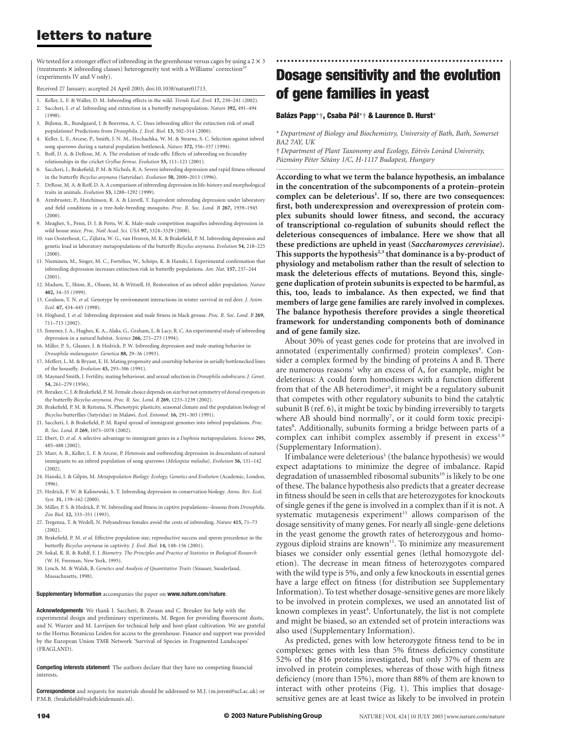We tested for a stronger effect of inbreeding in the greenhouse versus cages by using a $2 \times 3$ (treatments × inbreeding classes) heterogeneity test with a Williams' correction[29] (experiments IV and V only).

Received 27 January; accepted 24 April 2003; doi:10.1038/nature01713.

1. Keller, L. F. & Waller, D. M. Inbreeding effects in the wild. *Trends Ecol. Evol.* **17,** 230–241 (2002).
2. Saccheri, I. *et al.* Inbreeding and extinction in a butterfly metapopulation. *Nature* **392,** 491–494 (1998).
3. Bijlsma, R., Bundgaard, J. & Boerema, A. C. Does inbreeding affect the extinction risk of small populations? Predictions from *Drosophila*. *J. Evol. Biol.* **13,** 502–514 (2000).
4. Keller, L. F., Arcese, P., Smith, J. N. M., Hochachka, W. M. & Stearns, S. C. Selection against inbred song sparrows during a natural population bottleneck. *Nature* **372,** 356–357 (1994).
5. Roff, D. A. & DeRose, M. A. The evolution of trade-offs: Effects of inbreeding on fecundity relationships in the cricket *Gryllus firmus*. *Evolution* **55,** 111–121 (2001).
6. Saccheri, I., Brakefield, P. M. & Nichols, R. A. Severe inbreeding depression and rapid fitness rebound in the butterfly *Bicyclus anynana* (Satyridae). *Evolution* **50,** 2000–2013 (1996).
7. DeRose, M. A. & Roff, D. A. A comparison of inbreeding depression in life-history and morphological traits in animals. *Evolution* **53,** 1288–1292 (1999).
8. Armbruster, P., Hutchinson, R. A. & Linvell, T. Equivalent inbreeding depression under laboratory and field conditions in a tree-hole-breeding mosquito. *Proc. R. Soc. Lond. B* **267,** 1939–1945 (2000).
9. Meagher, S., Penn, D. J. & Potts, W. K. Male–male competition magnifies inbreeding depression in wild house mice. *Proc. Natl Acad. Sci. USA* **97,** 3324–3329 (2000).
10. van Oosterhout, C., Zijlstra, W. G., van Heuven, M. K. & Brakefield, P. M. Inbreeding depression and genetic load in laboratory metapopulations of the butterfly *Bicyclus anynana*. *Evolution* **54,** 218–225 (2000).
11. Nieminen, M., Singer, M. C., Fortelius, W., Schöps, K. & Hanski, I. Experimental confirmation that inbreeding depression increases extinction risk in butterfly populations. *Am. Nat.* **157,** 237–244 (2001).
12. Madsen, T., Shine, R., Olsson, M. & Wittzell, H. Restoration of an inbred adder population. *Nature* **402,** 34–35 (1999).
13. Coulson, T. N. *et al.* Genotype by environment interactions in winter survival in red deer. *J. Anim. Ecol.* **67,** 434–445 (1998).
14. Höglund, J. *et al.* Inbreeding depression and male fitness in black grouse. *Proc. R. Soc. Lond. B* **269,** 711–715 (2002).
15. Jimenez, J. A., Hughes, K. A., Alaks, G., Graham, L. & Lacy, R. C. An experimental study of inbreeding depression in a natural habitat. *Science* **266,** 271–273 (1994).
16. Miller, P. S., Glasner, J. & Hedrick, P. W. Inbreeding depression and male-mating behavior in *Drosophila melanogaster*. *Genetica* **88,** 29–36 (1993).
17. Meffert, L. M. & Bryant, E. H. Mating propensity and courtship behavior in serially bottlenecked lines of the housefly. *Evolution* **45,** 293–306 (1991).
18. Maynard Smith, J. Fertility, mating behaviour, and sexual selection in *Drosophila subobscura*. *J. Genet.* **54,** 261–279 (1956).
19. Breuker, C. J. & Brakefield, P. M. Female choice depends on size but not symmetry of dorsal eyespots in the butterfly *Bicyclus anynana*. *Proc. R. Soc. Lond. B* **269,** 1233–1239 (2002).
20. Brakefield, P. M. & Reitsma, N. Phenotypic plasticity, seasonal climate and the population biology of *Bicyclus* butterflies (Satyridae) in Malawi. *Ecol. Entomol.* **16,** 291–303 (1991).
21. Saccheri, I. & Brakefield, P. M. Rapid spread of immigrant genomes into inbred populations. *Proc. R. Soc. Lond. B* **269,** 1073–1078 (2002).
22. Ebert, D. *et al.* A selective advantage to immigrant genes in a *Daphnia* metapopulation. *Science* **295,** 485–488 (2002).
23. Marr, A. B., Keller, L. F. & Arcese, P. Heterosis and outbreeding depression in descendants of natural immigrants to an inbred population of song sparrows (*Melospiza melodia*). *Evolution* **56,** 131–142 (2002).
24. Hanski, I. & Gilpin, M. *Metapopulation Biology: Ecology, Genetics and Evolution* (Academic, London, 1996).
25. Hedrick, P. W. & Kalinowski, S. T. Inbreeding depression in conservation biology. *Annu. Rev. Ecol. Syst.* **31,** 139–162 (2000).
26. Miller, P. S. & Hedrick, P. W. Inbreeding and fitness in captive populations—lessons from *Drosophila*. *Zoo Biol.* **12,** 333–351 (1993).
27. Tregenza, T. & Wedell, N. Polyandrous females avoid the costs of inbreeding. *Nature* **415,** 71–73 (2002).
28. Brakefield, P. M. *et al.* Effective population size, reproductive success and sperm precedence in the butterfly *Bicyclus anynana* in captivity. *J. Evol. Biol.* **14,** 148–156 (2001).
29. Sokal, R. R. & Rohlf, F. J. *Biometry. The Principles and Practice of Statistics in Biological Research* (W. H. Freeman, New York, 1995).
30. Lynch, M. & Walsh, B. *Genetics and Analysis of Quantitative Traits* (Sinauer, Sunderland, Massachusetts, 1998).

**Supplementary Information** accompanies the paper on **www.nature.com/nature**.

**Acknowledgements** We thank I. Saccheri, B. Zwaan and C. Breuker for help with the experimental design and preliminary experiments, M. Begon for providing fluorescent dusts, and N. Wurzer and M. Lavrijsen for technical help and host-plant cultivation. We are grateful to the Hortus Botanicus Leiden for access to the greenhouse. Finance and support was provided by the European Union TMR Network 'Survival of Species in Fragmented Landscapes' (FRAGLAND).

**Competing interests statement** The authors declare that they have no competing financial interests.

**Correspondence** and requests for materials should be addressed to M.J. (m.joron@ucl.ac.uk) or P.M.B. (brakefield@rulsfb.leidenuniv.nl).

# Dosage sensitivity and the evolution of gene families in yeast

**Balázs Papp*†, Csaba Pál*† & Laurence D. Hurst***

\* *Department of Biology and Biochemistry, University of Bath, Bath, Somerset BA2 7AY, UK*

† *Department of Plant Taxonomy and Ecology, Eötvös Loránd University, Pázmány Péter Sétány 1/C, H-1117 Budapest, Hungary*

**According to what we term the balance hypothesis, an imbalance in the concentration of the subcomponents of a protein–protein complex can be deleterious[1]. If so, there are two consequences: first, both underexpression and overexpression of protein complex subunits should lower fitness, and second, the accuracy of transcriptional co-regulation of subunits should reflect the deleterious consequences of imbalance. Here we show that all these predictions are upheld in yeast (*Saccharomyces cerevisiae*). This supports the hypothesis[2,3] that dominance is a by-product of physiology and metabolism rather than the result of selection to mask the deleterious effects of mutations. Beyond this, single-gene duplication of protein subunits is expected to be harmful, as this, too, leads to imbalance. As then expected, we find that members of large gene families are rarely involved in complexes. The balance hypothesis therefore provides a single theoretical framework for understanding components both of dominance and of gene family size.**

About 30% of yeast genes code for proteins that are involved in annotated (experimentally confirmed) protein complexes[4]. Consider a complex formed by the binding of proteins A and B. There are numerous reasons[1] why an excess of A, for example, might be deleterious: A could form homodimers with a function different from that of the AB heterodimer[5], it might be a regulatory subunit that competes with other regulatory subunits to bind the catalytic subunit B (ref. 6), it might be toxic by binding irreversibly to targets where AB should bind normally[7], or it could form toxic precipitates[8]. Additionally, subunits forming a bridge between parts of a complex can inhibit complex assembly if present in excess[1,9] (Supplementary Information).

If imbalance were deleterious[1] (the balance hypothesis) we would expect adaptations to minimize the degree of imbalance. Rapid degradation of unassembled ribosomal subunits[10] is likely to be one of these. The balance hypothesis also predicts that a greater decrease in fitness should be seen in cells that are heterozygotes for knockouts of single genes if the gene is involved in a complex than if it is not. A systematic mutagenesis experiment[11] allows comparison of the dosage sensitivity of many genes. For nearly all single-gene deletions in the yeast genome the growth rates of heterozygous and homozygous diploid strains are known[11]. To minimize any measurement biases we consider only essential genes (lethal homozygote deletion). The decrease in mean fitness of heterozygotes compared with the wild type is 5%, and only a few knockouts in essential genes have a large effect on fitness (for distribution see Supplementary Information). To test whether dosage-sensitive genes are more likely to be involved in protein complexes, we used an annotated list of known complexes in yeast[4]. Unfortunately, the list is not complete and might be biased, so an extended set of protein interactions was also used (Supplementary Information).

As predicted, genes with low heterozygote fitness tend to be in complexes: genes with less than 5% fitness deficiency constitute 52% of the 816 proteins investigated, but only 37% of them are involved in protein complexes, whereas of those with high fitness deficiency (more than 15%), more than 88% of them are known to interact with other proteins (Fig. 1). This implies that dosage-sensitive genes are at least twice as likely to be involved in protein